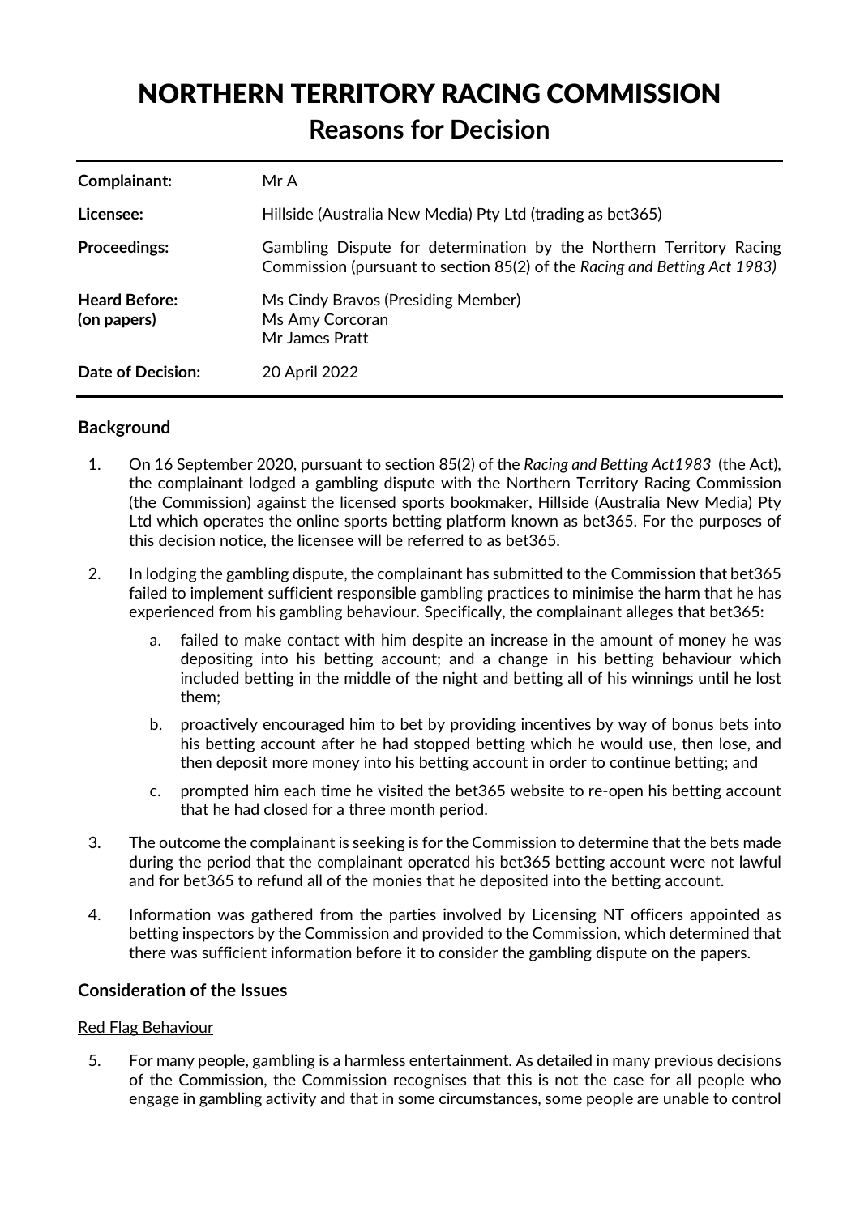# NORTHERN TERRITORY RACING COMMISSION

## Reasons for Decision

| | |
|---|---|
| **Complainant:** | Mr A |
| **Licensee:** | Hillside (Australia New Media) Pty Ltd (trading as bet365) |
| **Proceedings:** | Gambling Dispute for determination by the Northern Territory Racing Commission (pursuant to section 85(2) of the *Racing and Betting Act 1983)* |
| **Heard Before: (on papers)** | Ms Cindy Bravos (Presiding Member)<br>Ms Amy Corcoran<br>Mr James Pratt |
| **Date of Decision:** | 20 April 2022 |

### Background

1. On 16 September 2020, pursuant to section 85(2) of the *Racing and Betting Act1983* (the Act), the complainant lodged a gambling dispute with the Northern Territory Racing Commission (the Commission) against the licensed sports bookmaker, Hillside (Australia New Media) Pty Ltd which operates the online sports betting platform known as bet365. For the purposes of this decision notice, the licensee will be referred to as bet365.

2. In lodging the gambling dispute, the complainant has submitted to the Commission that bet365 failed to implement sufficient responsible gambling practices to minimise the harm that he has experienced from his gambling behaviour. Specifically, the complainant alleges that bet365:

   a. failed to make contact with him despite an increase in the amount of money he was depositing into his betting account; and a change in his betting behaviour which included betting in the middle of the night and betting all of his winnings until he lost them;

   b. proactively encouraged him to bet by providing incentives by way of bonus bets into his betting account after he had stopped betting which he would use, then lose, and then deposit more money into his betting account in order to continue betting; and

   c. prompted him each time he visited the bet365 website to re-open his betting account that he had closed for a three month period.

3. The outcome the complainant is seeking is for the Commission to determine that the bets made during the period that the complainant operated his bet365 betting account were not lawful and for bet365 to refund all of the monies that he deposited into the betting account.

4. Information was gathered from the parties involved by Licensing NT officers appointed as betting inspectors by the Commission and provided to the Commission, which determined that there was sufficient information before it to consider the gambling dispute on the papers.

### Consideration of the Issues

<u>Red Flag Behaviour</u>

5. For many people, gambling is a harmless entertainment. As detailed in many previous decisions of the Commission, the Commission recognises that this is not the case for all people who engage in gambling activity and that in some circumstances, some people are unable to control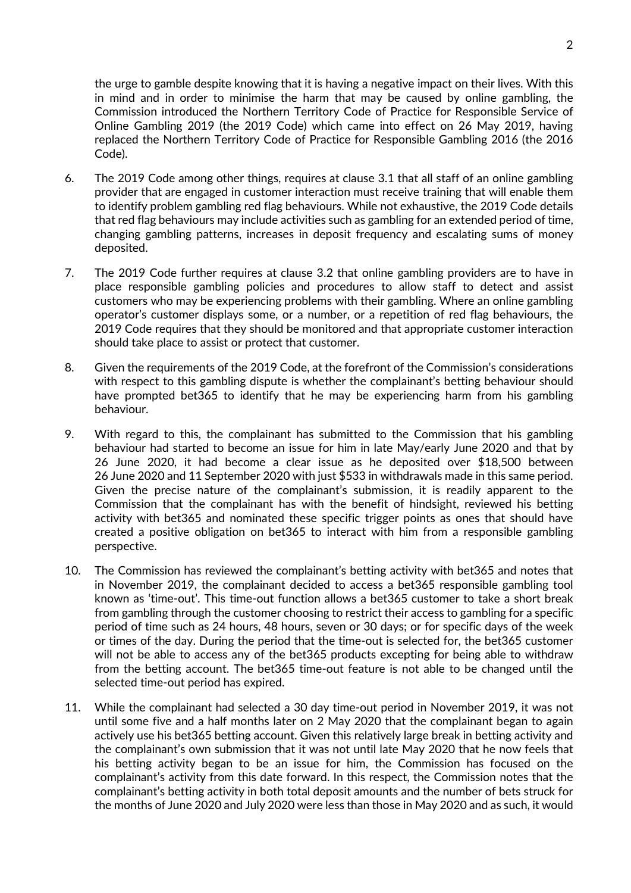the urge to gamble despite knowing that it is having a negative impact on their lives. With this in mind and in order to minimise the harm that may be caused by online gambling, the Commission introduced the Northern Territory Code of Practice for Responsible Service of Online Gambling 2019 (the 2019 Code) which came into effect on 26 May 2019, having replaced the Northern Territory Code of Practice for Responsible Gambling 2016 (the 2016 Code).

6. The 2019 Code among other things, requires at clause 3.1 that all staff of an online gambling provider that are engaged in customer interaction must receive training that will enable them to identify problem gambling red flag behaviours. While not exhaustive, the 2019 Code details that red flag behaviours may include activities such as gambling for an extended period of time, changing gambling patterns, increases in deposit frequency and escalating sums of money deposited.

7. The 2019 Code further requires at clause 3.2 that online gambling providers are to have in place responsible gambling policies and procedures to allow staff to detect and assist customers who may be experiencing problems with their gambling. Where an online gambling operator's customer displays some, or a number, or a repetition of red flag behaviours, the 2019 Code requires that they should be monitored and that appropriate customer interaction should take place to assist or protect that customer.

8. Given the requirements of the 2019 Code, at the forefront of the Commission's considerations with respect to this gambling dispute is whether the complainant's betting behaviour should have prompted bet365 to identify that he may be experiencing harm from his gambling behaviour.

9. With regard to this, the complainant has submitted to the Commission that his gambling behaviour had started to become an issue for him in late May/early June 2020 and that by 26 June 2020, it had become a clear issue as he deposited over $18,500 between 26 June 2020 and 11 September 2020 with just $533 in withdrawals made in this same period. Given the precise nature of the complainant's submission, it is readily apparent to the Commission that the complainant has with the benefit of hindsight, reviewed his betting activity with bet365 and nominated these specific trigger points as ones that should have created a positive obligation on bet365 to interact with him from a responsible gambling perspective.

10. The Commission has reviewed the complainant's betting activity with bet365 and notes that in November 2019, the complainant decided to access a bet365 responsible gambling tool known as 'time-out'. This time-out function allows a bet365 customer to take a short break from gambling through the customer choosing to restrict their access to gambling for a specific period of time such as 24 hours, 48 hours, seven or 30 days; or for specific days of the week or times of the day. During the period that the time-out is selected for, the bet365 customer will not be able to access any of the bet365 products excepting for being able to withdraw from the betting account. The bet365 time-out feature is not able to be changed until the selected time-out period has expired.

11. While the complainant had selected a 30 day time-out period in November 2019, it was not until some five and a half months later on 2 May 2020 that the complainant began to again actively use his bet365 betting account. Given this relatively large break in betting activity and the complainant's own submission that it was not until late May 2020 that he now feels that his betting activity began to be an issue for him, the Commission has focused on the complainant's activity from this date forward. In this respect, the Commission notes that the complainant's betting activity in both total deposit amounts and the number of bets struck for the months of June 2020 and July 2020 were less than those in May 2020 and as such, it would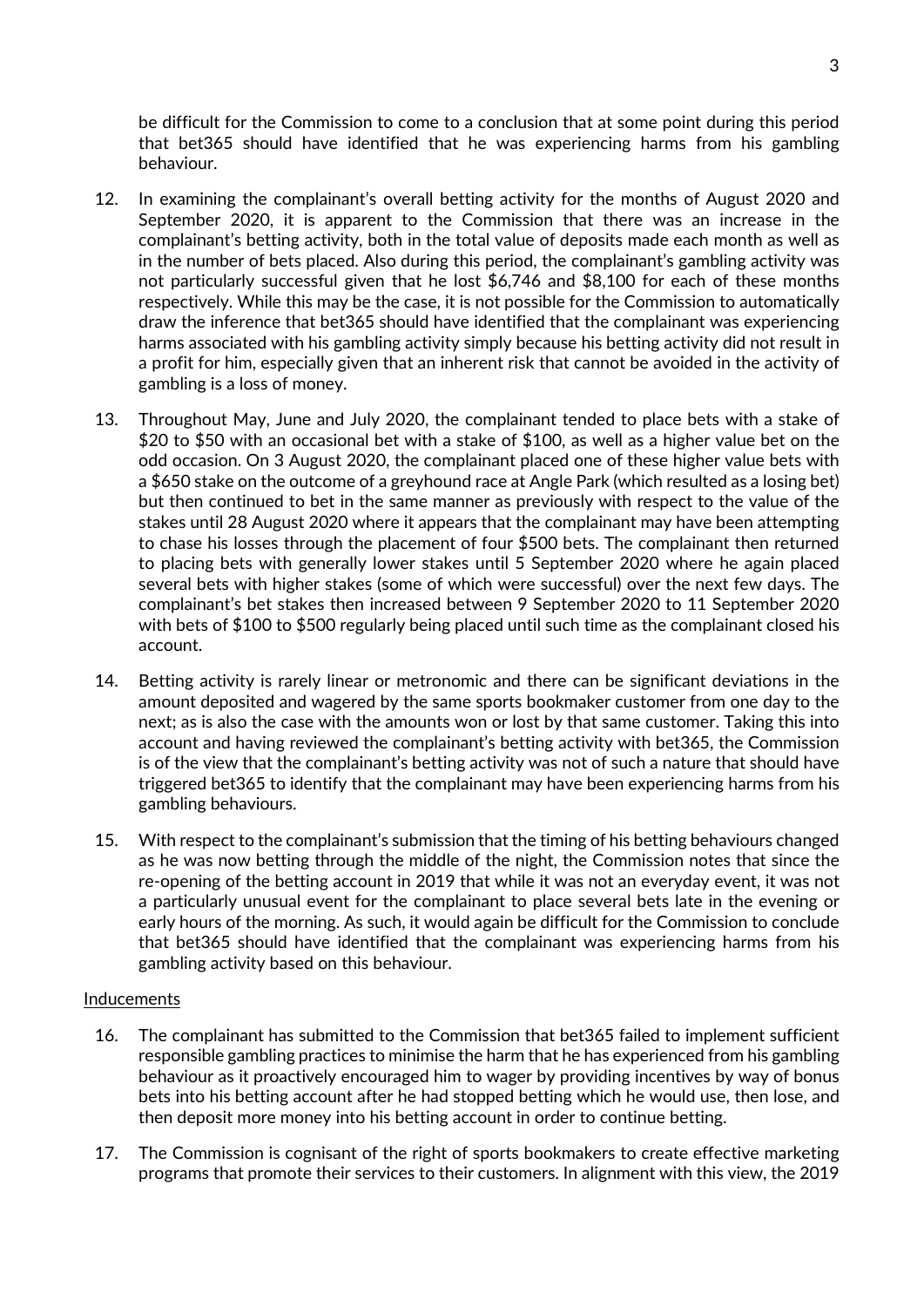be difficult for the Commission to come to a conclusion that at some point during this period that bet365 should have identified that he was experiencing harms from his gambling behaviour.

12. In examining the complainant's overall betting activity for the months of August 2020 and September 2020, it is apparent to the Commission that there was an increase in the complainant's betting activity, both in the total value of deposits made each month as well as in the number of bets placed. Also during this period, the complainant's gambling activity was not particularly successful given that he lost $6,746 and $8,100 for each of these months respectively. While this may be the case, it is not possible for the Commission to automatically draw the inference that bet365 should have identified that the complainant was experiencing harms associated with his gambling activity simply because his betting activity did not result in a profit for him, especially given that an inherent risk that cannot be avoided in the activity of gambling is a loss of money.

13. Throughout May, June and July 2020, the complainant tended to place bets with a stake of $20 to $50 with an occasional bet with a stake of $100, as well as a higher value bet on the odd occasion. On 3 August 2020, the complainant placed one of these higher value bets with a $650 stake on the outcome of a greyhound race at Angle Park (which resulted as a losing bet) but then continued to bet in the same manner as previously with respect to the value of the stakes until 28 August 2020 where it appears that the complainant may have been attempting to chase his losses through the placement of four $500 bets. The complainant then returned to placing bets with generally lower stakes until 5 September 2020 where he again placed several bets with higher stakes (some of which were successful) over the next few days. The complainant's bet stakes then increased between 9 September 2020 to 11 September 2020 with bets of $100 to $500 regularly being placed until such time as the complainant closed his account.

14. Betting activity is rarely linear or metronomic and there can be significant deviations in the amount deposited and wagered by the same sports bookmaker customer from one day to the next; as is also the case with the amounts won or lost by that same customer. Taking this into account and having reviewed the complainant's betting activity with bet365, the Commission is of the view that the complainant's betting activity was not of such a nature that should have triggered bet365 to identify that the complainant may have been experiencing harms from his gambling behaviours.

15. With respect to the complainant's submission that the timing of his betting behaviours changed as he was now betting through the middle of the night, the Commission notes that since the re-opening of the betting account in 2019 that while it was not an everyday event, it was not a particularly unusual event for the complainant to place several bets late in the evening or early hours of the morning. As such, it would again be difficult for the Commission to conclude that bet365 should have identified that the complainant was experiencing harms from his gambling activity based on this behaviour.

Inducements

16. The complainant has submitted to the Commission that bet365 failed to implement sufficient responsible gambling practices to minimise the harm that he has experienced from his gambling behaviour as it proactively encouraged him to wager by providing incentives by way of bonus bets into his betting account after he had stopped betting which he would use, then lose, and then deposit more money into his betting account in order to continue betting.

17. The Commission is cognisant of the right of sports bookmakers to create effective marketing programs that promote their services to their customers. In alignment with this view, the 2019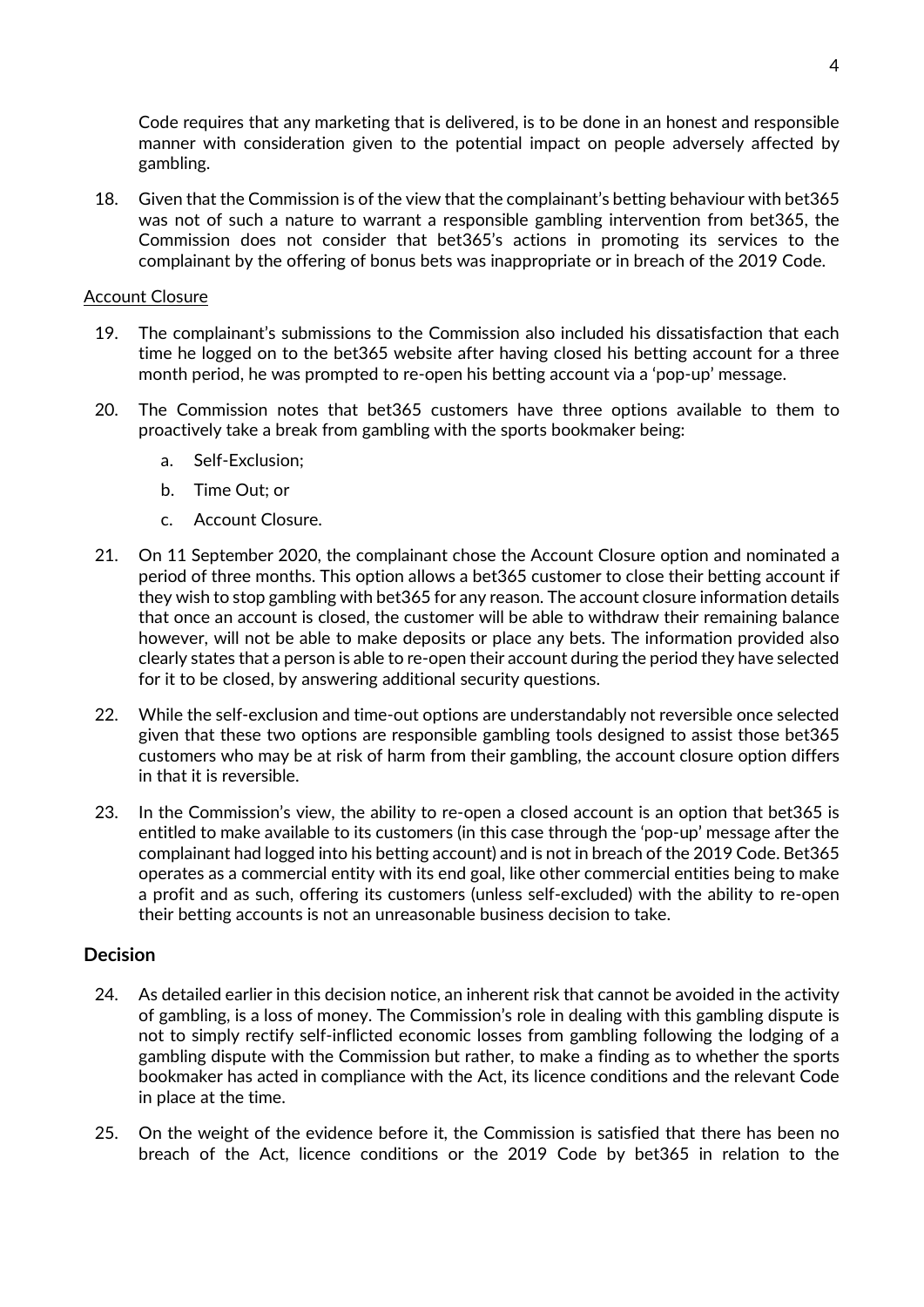Code requires that any marketing that is delivered, is to be done in an honest and responsible manner with consideration given to the potential impact on people adversely affected by gambling.

18. Given that the Commission is of the view that the complainant's betting behaviour with bet365 was not of such a nature to warrant a responsible gambling intervention from bet365, the Commission does not consider that bet365's actions in promoting its services to the complainant by the offering of bonus bets was inappropriate or in breach of the 2019 Code.

<u>Account Closure</u>

19. The complainant's submissions to the Commission also included his dissatisfaction that each time he logged on to the bet365 website after having closed his betting account for a three month period, he was prompted to re-open his betting account via a 'pop-up' message.

20. The Commission notes that bet365 customers have three options available to them to proactively take a break from gambling with the sports bookmaker being:

    a. Self-Exclusion;

    b. Time Out; or

    c. Account Closure.

21. On 11 September 2020, the complainant chose the Account Closure option and nominated a period of three months. This option allows a bet365 customer to close their betting account if they wish to stop gambling with bet365 for any reason. The account closure information details that once an account is closed, the customer will be able to withdraw their remaining balance however, will not be able to make deposits or place any bets. The information provided also clearly states that a person is able to re-open their account during the period they have selected for it to be closed, by answering additional security questions.

22. While the self-exclusion and time-out options are understandably not reversible once selected given that these two options are responsible gambling tools designed to assist those bet365 customers who may be at risk of harm from their gambling, the account closure option differs in that it is reversible.

23. In the Commission's view, the ability to re-open a closed account is an option that bet365 is entitled to make available to its customers (in this case through the 'pop-up' message after the complainant had logged into his betting account) and is not in breach of the 2019 Code. Bet365 operates as a commercial entity with its end goal, like other commercial entities being to make a profit and as such, offering its customers (unless self-excluded) with the ability to re-open their betting accounts is not an unreasonable business decision to take.

## Decision

24. As detailed earlier in this decision notice, an inherent risk that cannot be avoided in the activity of gambling, is a loss of money. The Commission's role in dealing with this gambling dispute is not to simply rectify self-inflicted economic losses from gambling following the lodging of a gambling dispute with the Commission but rather, to make a finding as to whether the sports bookmaker has acted in compliance with the Act, its licence conditions and the relevant Code in place at the time.

25. On the weight of the evidence before it, the Commission is satisfied that there has been no breach of the Act, licence conditions or the 2019 Code by bet365 in relation to the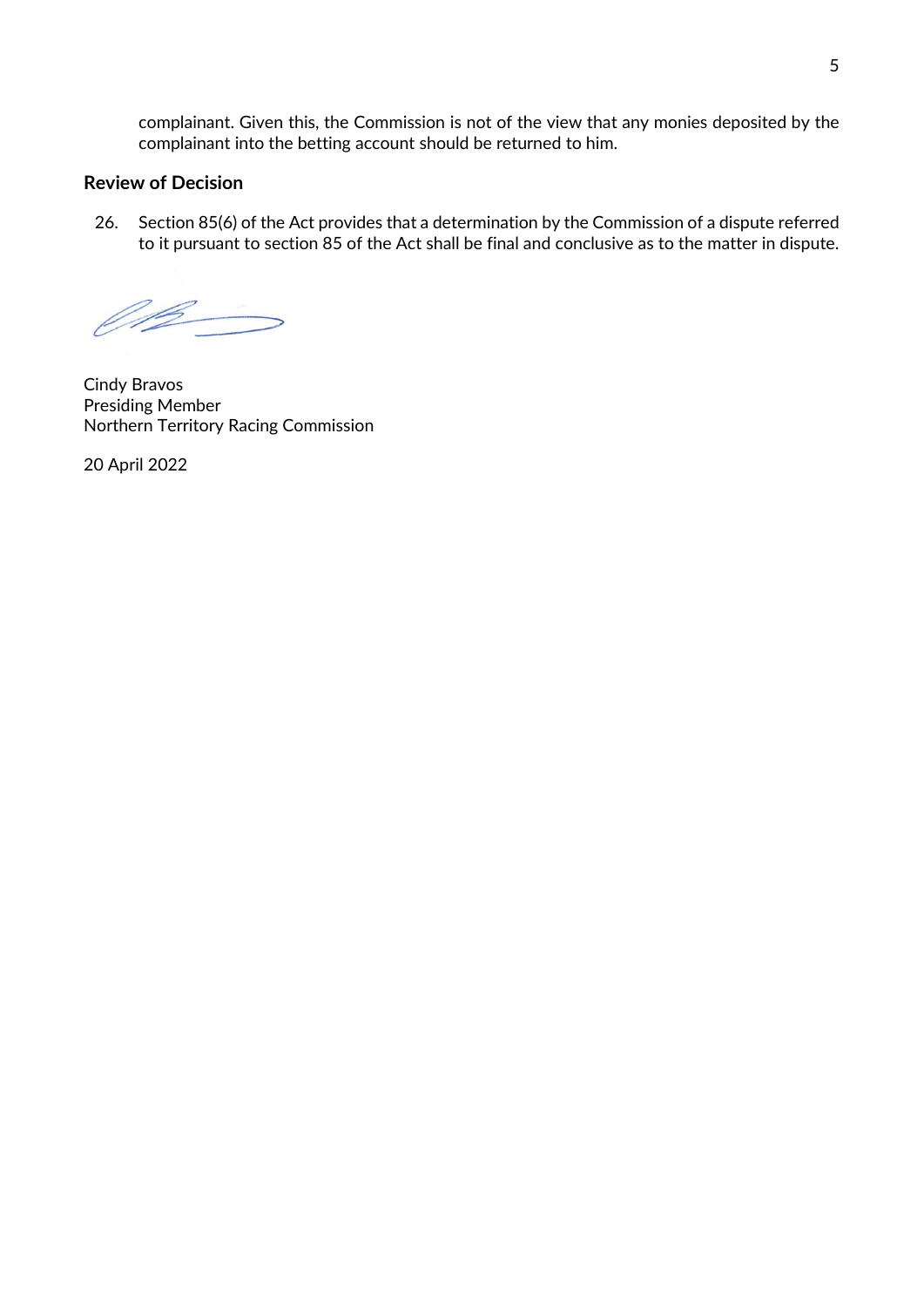complainant. Given this, the Commission is not of the view that any monies deposited by the complainant into the betting account should be returned to him.

## Review of Decision

26. Section 85(6) of the Act provides that a determination by the Commission of a dispute referred to it pursuant to section 85 of the Act shall be final and conclusive as to the matter in dispute.

Cindy Bravos
Presiding Member
Northern Territory Racing Commission

20 April 2022